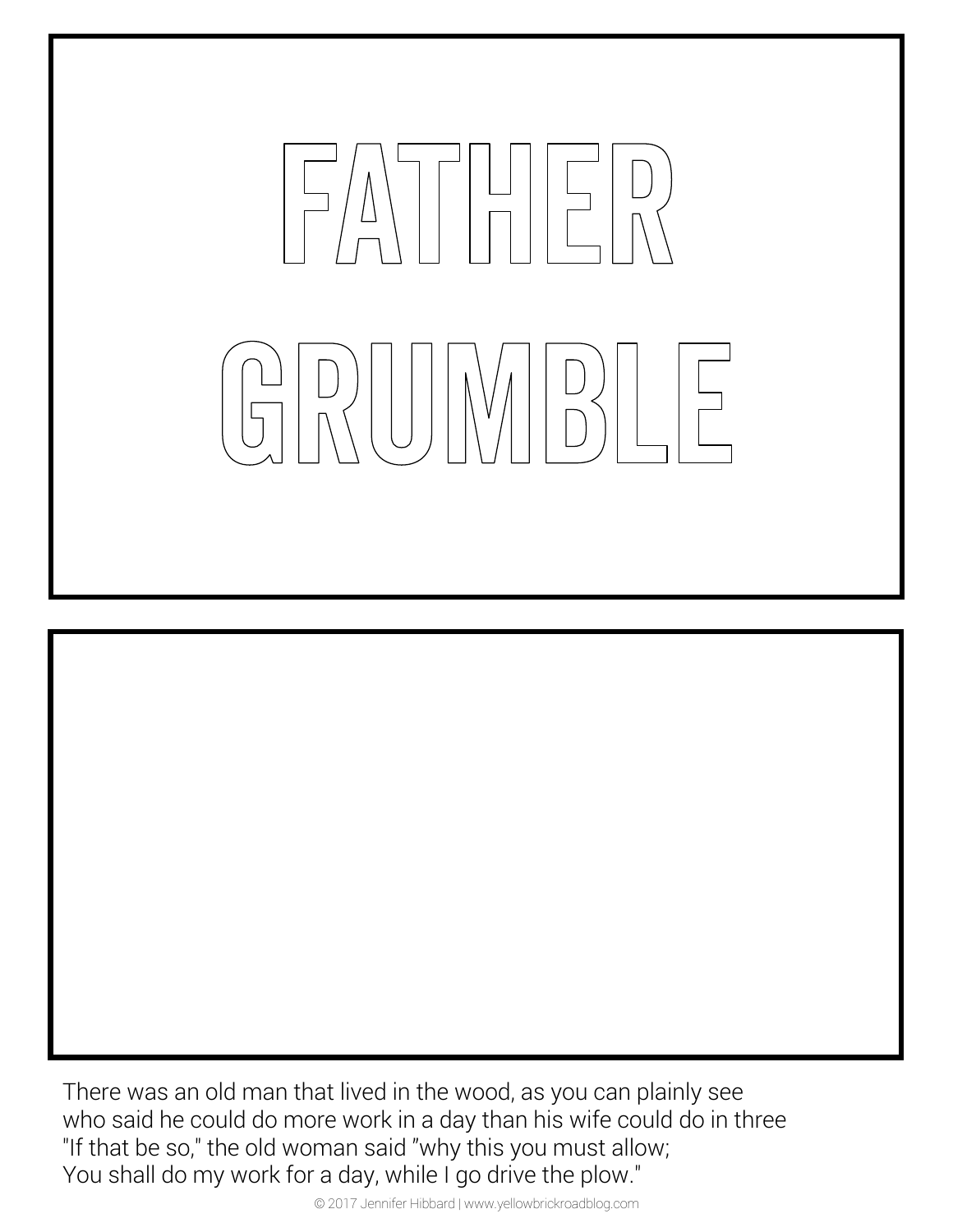# FATHER GRUMBLE

There was an old man that lived in the wood, as you can plainly see
who said he could do more work in a day than his wife could do in three
"If that be so," the old woman said "why this you must allow;
You shall do my work for a day, while I go drive the plow."

© 2017 Jennifer Hibbard | www.yellowbrickroadblog.com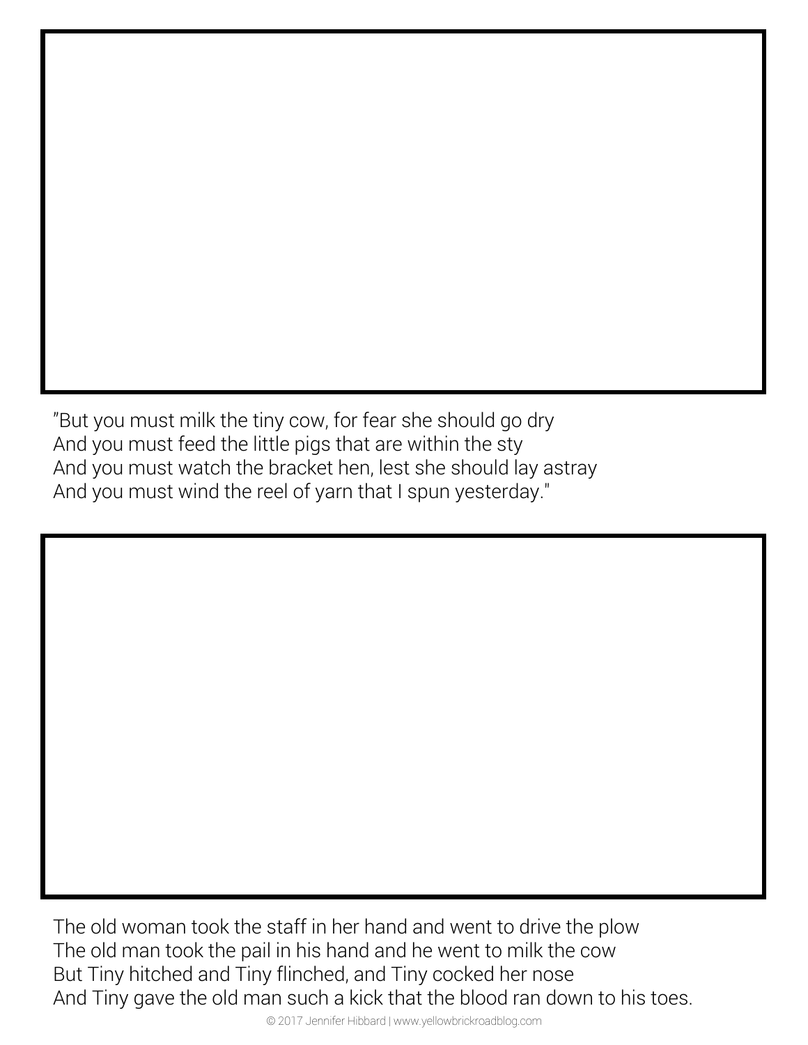"But you must milk the tiny cow, for fear she should go dry
And you must feed the little pigs that are within the sty
And you must watch the bracket hen, lest she should lay astray
And you must wind the reel of yarn that I spun yesterday."

The old woman took the staff in her hand and went to drive the plow
The old man took the pail in his hand and he went to milk the cow
But Tiny hitched and Tiny flinched, and Tiny cocked her nose
And Tiny gave the old man such a kick that the blood ran down to his toes.

© 2017 Jennifer Hibbard | www.yellowbrickroadblog.com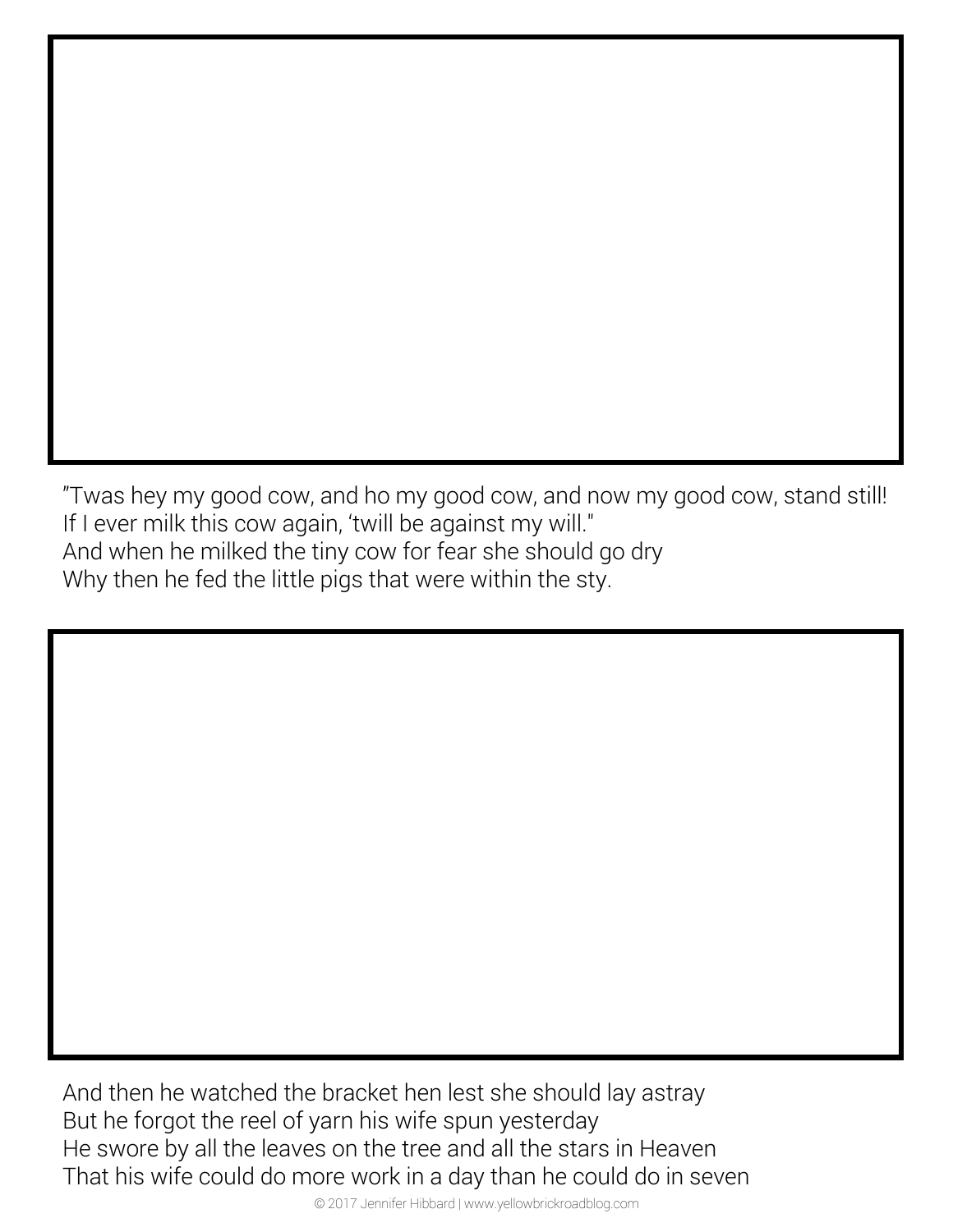"Twas hey my good cow, and ho my good cow, and now my good cow, stand still!
If I ever milk this cow again, 'twill be against my will."
And when he milked the tiny cow for fear she should go dry
Why then he fed the little pigs that were within the sty.

And then he watched the bracket hen lest she should lay astray
But he forgot the reel of yarn his wife spun yesterday
He swore by all the leaves on the tree and all the stars in Heaven
That his wife could do more work in a day than he could do in seven

© 2017 Jennifer Hibbard | www.yellowbrickroadblog.com